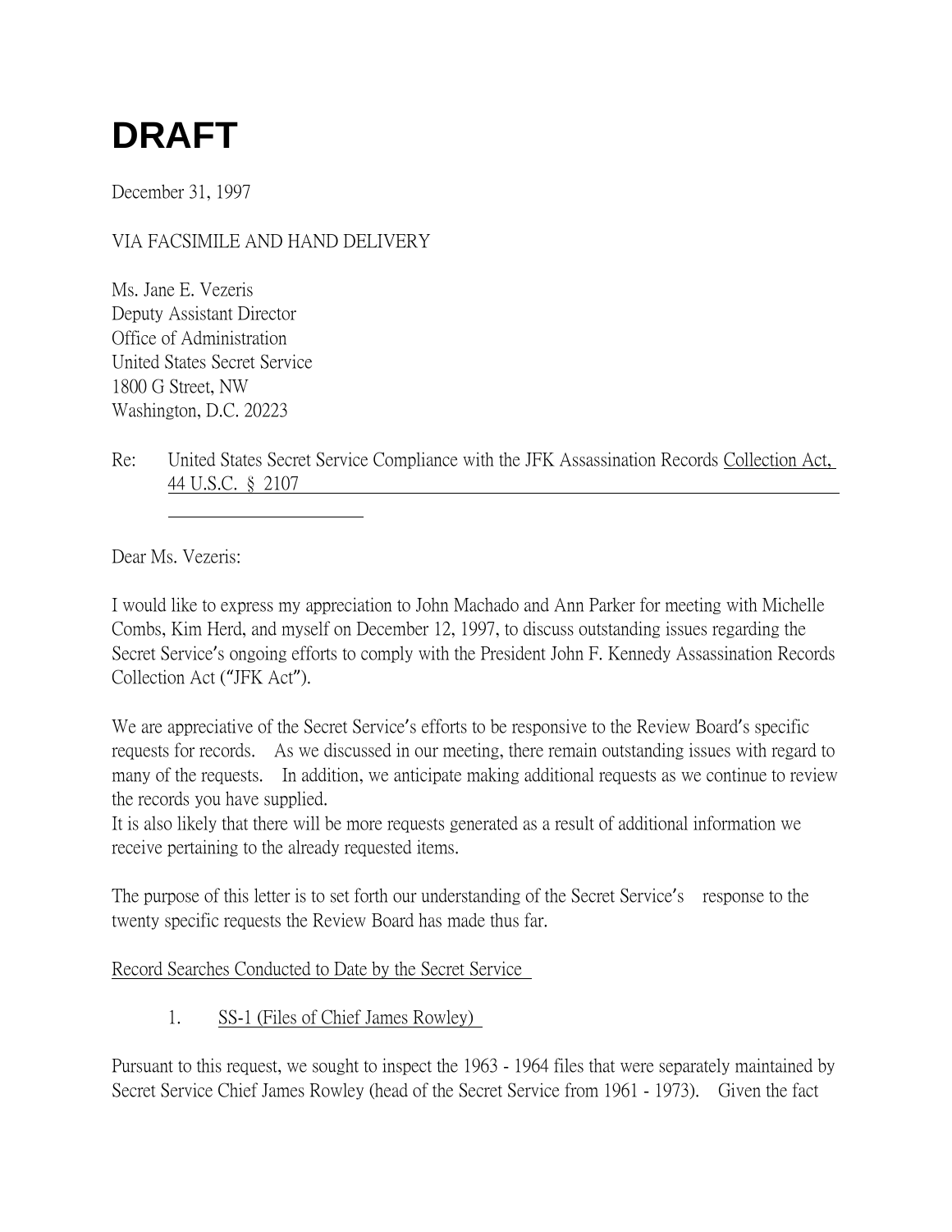# DRAFT

December 31, 1997

VIA FACSIMILE AND HAND DELIVERY

Ms. Jane E. Vezeris
Deputy Assistant Director
Office of Administration
United States Secret Service
1800 G Street, NW
Washington, D.C. 20223

Re: United States Secret Service Compliance with the JFK Assassination Records Collection Act, 44 U.S.C. § 2107

Dear Ms. Vezeris:

I would like to express my appreciation to John Machado and Ann Parker for meeting with Michelle Combs, Kim Herd, and myself on December 12, 1997, to discuss outstanding issues regarding the Secret Service's ongoing efforts to comply with the President John F. Kennedy Assassination Records Collection Act ("JFK Act").

We are appreciative of the Secret Service's efforts to be responsive to the Review Board's specific requests for records. As we discussed in our meeting, there remain outstanding issues with regard to many of the requests. In addition, we anticipate making additional requests as we continue to review the records you have supplied.
It is also likely that there will be more requests generated as a result of additional information we receive pertaining to the already requested items.

The purpose of this letter is to set forth our understanding of the Secret Service's response to the twenty specific requests the Review Board has made thus far.

Record Searches Conducted to Date by the Secret Service

1. SS-1 (Files of Chief James Rowley)

Pursuant to this request, we sought to inspect the 1963 - 1964 files that were separately maintained by Secret Service Chief James Rowley (head of the Secret Service from 1961 - 1973). Given the fact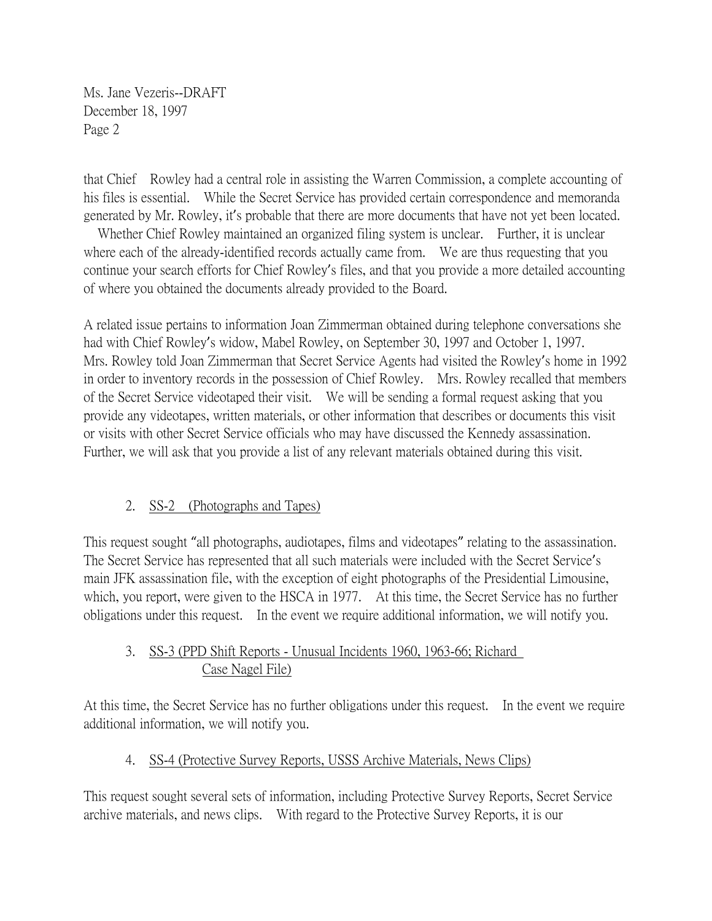that Chief Rowley had a central role in assisting the Warren Commission, a complete accounting of his files is essential. While the Secret Service has provided certain correspondence and memoranda generated by Mr. Rowley, it's probable that there are more documents that have not yet been located. Whether Chief Rowley maintained an organized filing system is unclear. Further, it is unclear where each of the already-identified records actually came from. We are thus requesting that you continue your search efforts for Chief Rowley's files, and that you provide a more detailed accounting of where you obtained the documents already provided to the Board.

A related issue pertains to information Joan Zimmerman obtained during telephone conversations she had with Chief Rowley's widow, Mabel Rowley, on September 30, 1997 and October 1, 1997. Mrs. Rowley told Joan Zimmerman that Secret Service Agents had visited the Rowley's home in 1992 in order to inventory records in the possession of Chief Rowley. Mrs. Rowley recalled that members of the Secret Service videotaped their visit. We will be sending a formal request asking that you provide any videotapes, written materials, or other information that describes or documents this visit or visits with other Secret Service officials who may have discussed the Kennedy assassination. Further, we will ask that you provide a list of any relevant materials obtained during this visit.

2. <u>SS-2 (Photographs and Tapes)</u>

This request sought "all photographs, audiotapes, films and videotapes" relating to the assassination. The Secret Service has represented that all such materials were included with the Secret Service's main JFK assassination file, with the exception of eight photographs of the Presidential Limousine, which, you report, were given to the HSCA in 1977. At this time, the Secret Service has no further obligations under this request. In the event we require additional information, we will notify you.

3. <u>SS-3 (PPD Shift Reports - Unusual Incidents 1960, 1963-66; Richard Case Nagel File)</u>

At this time, the Secret Service has no further obligations under this request. In the event we require additional information, we will notify you.

4. <u>SS-4 (Protective Survey Reports, USSS Archive Materials, News Clips)</u>

This request sought several sets of information, including Protective Survey Reports, Secret Service archive materials, and news clips. With regard to the Protective Survey Reports, it is our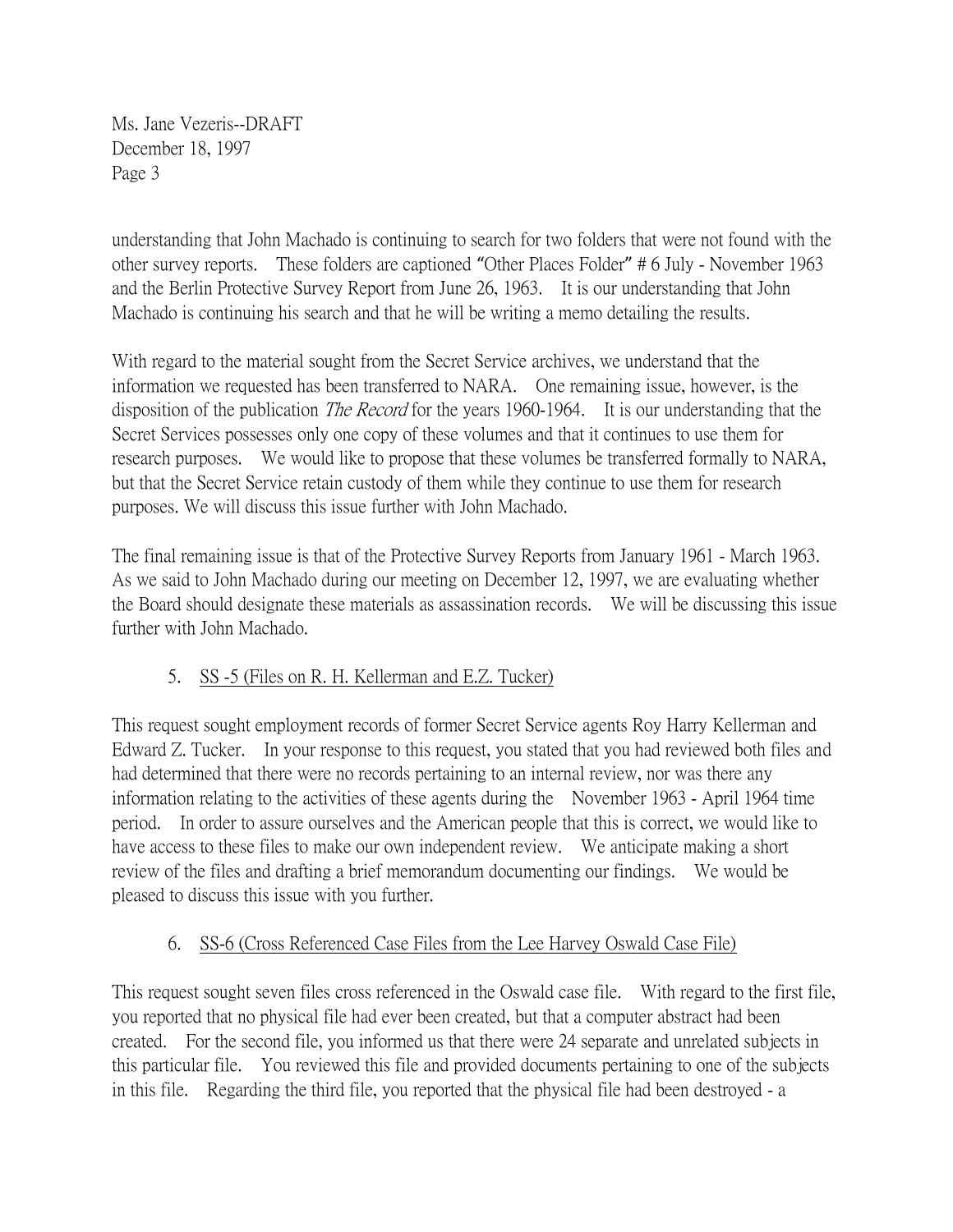understanding that John Machado is continuing to search for two folders that were not found with the other survey reports. These folders are captioned "Other Places Folder" # 6 July - November 1963 and the Berlin Protective Survey Report from June 26, 1963. It is our understanding that John Machado is continuing his search and that he will be writing a memo detailing the results.

With regard to the material sought from the Secret Service archives, we understand that the information we requested has been transferred to NARA. One remaining issue, however, is the disposition of the publication *The Record* for the years 1960-1964. It is our understanding that the Secret Services possesses only one copy of these volumes and that it continues to use them for research purposes. We would like to propose that these volumes be transferred formally to NARA, but that the Secret Service retain custody of them while they continue to use them for research purposes. We will discuss this issue further with John Machado.

The final remaining issue is that of the Protective Survey Reports from January 1961 - March 1963. As we said to John Machado during our meeting on December 12, 1997, we are evaluating whether the Board should designate these materials as assassination records. We will be discussing this issue further with John Machado.

5. <u>SS -5 (Files on R. H. Kellerman and E.Z. Tucker)</u>

This request sought employment records of former Secret Service agents Roy Harry Kellerman and Edward Z. Tucker. In your response to this request, you stated that you had reviewed both files and had determined that there were no records pertaining to an internal review, nor was there any information relating to the activities of these agents during the November 1963 - April 1964 time period. In order to assure ourselves and the American people that this is correct, we would like to have access to these files to make our own independent review. We anticipate making a short review of the files and drafting a brief memorandum documenting our findings. We would be pleased to discuss this issue with you further.

6. <u>SS-6 (Cross Referenced Case Files from the Lee Harvey Oswald Case File)</u>

This request sought seven files cross referenced in the Oswald case file. With regard to the first file, you reported that no physical file had ever been created, but that a computer abstract had been created. For the second file, you informed us that there were 24 separate and unrelated subjects in this particular file. You reviewed this file and provided documents pertaining to one of the subjects in this file. Regarding the third file, you reported that the physical file had been destroyed - a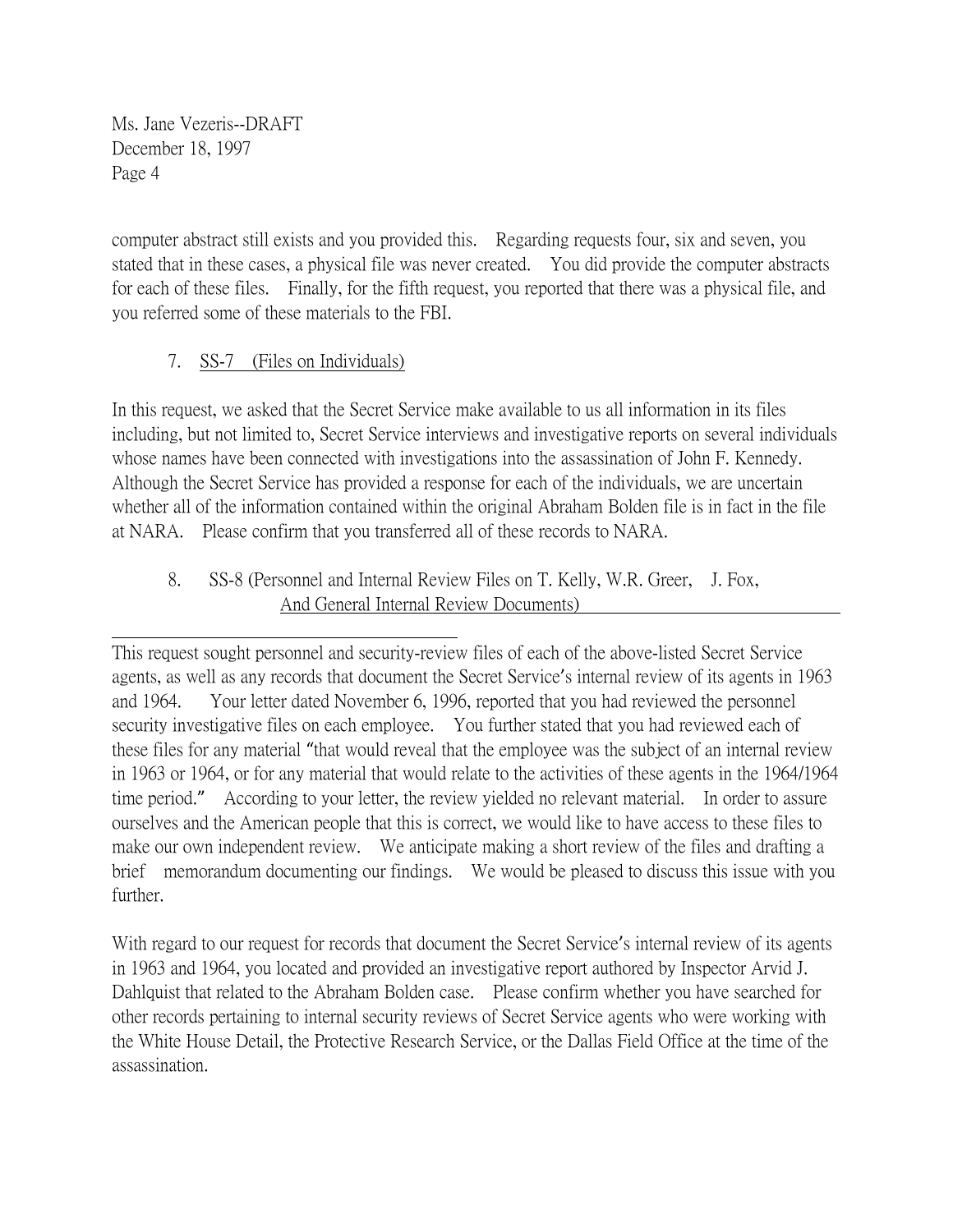computer abstract still exists and you provided this. Regarding requests four, six and seven, you stated that in these cases, a physical file was never created. You did provide the computer abstracts for each of these files. Finally, for the fifth request, you reported that there was a physical file, and you referred some of these materials to the FBI.

7. SS-7 (Files on Individuals)

In this request, we asked that the Secret Service make available to us all information in its files including, but not limited to, Secret Service interviews and investigative reports on several individuals whose names have been connected with investigations into the assassination of John F. Kennedy. Although the Secret Service has provided a response for each of the individuals, we are uncertain whether all of the information contained within the original Abraham Bolden file is in fact in the file at NARA. Please confirm that you transferred all of these records to NARA.

8. SS-8 (Personnel and Internal Review Files on T. Kelly, W.R. Greer, J. Fox, And General Internal Review Documents)

This request sought personnel and security-review files of each of the above-listed Secret Service agents, as well as any records that document the Secret Service's internal review of its agents in 1963 and 1964. Your letter dated November 6, 1996, reported that you had reviewed the personnel security investigative files on each employee. You further stated that you had reviewed each of these files for any material "that would reveal that the employee was the subject of an internal review in 1963 or 1964, or for any material that would relate to the activities of these agents in the 1964/1964 time period." According to your letter, the review yielded no relevant material. In order to assure ourselves and the American people that this is correct, we would like to have access to these files to make our own independent review. We anticipate making a short review of the files and drafting a brief memorandum documenting our findings. We would be pleased to discuss this issue with you further.

With regard to our request for records that document the Secret Service's internal review of its agents in 1963 and 1964, you located and provided an investigative report authored by Inspector Arvid J. Dahlquist that related to the Abraham Bolden case. Please confirm whether you have searched for other records pertaining to internal security reviews of Secret Service agents who were working with the White House Detail, the Protective Research Service, or the Dallas Field Office at the time of the assassination.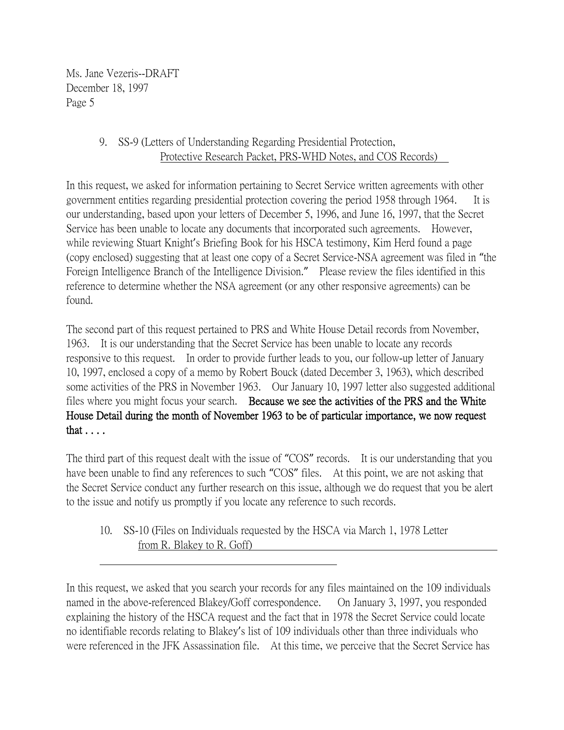Ms. Jane Vezeris--DRAFT
December 18, 1997
Page 5

9. SS-9 (Letters of Understanding Regarding Presidential Protection, Protective Research Packet, PRS-WHD Notes, and COS Records)

In this request, we asked for information pertaining to Secret Service written agreements with other government entities regarding presidential protection covering the period 1958 through 1964. It is our understanding, based upon your letters of December 5, 1996, and June 16, 1997, that the Secret Service has been unable to locate any documents that incorporated such agreements. However, while reviewing Stuart Knight's Briefing Book for his HSCA testimony, Kim Herd found a page (copy enclosed) suggesting that at least one copy of a Secret Service-NSA agreement was filed in "the Foreign Intelligence Branch of the Intelligence Division." Please review the files identified in this reference to determine whether the NSA agreement (or any other responsive agreements) can be found.

The second part of this request pertained to PRS and White House Detail records from November, 1963. It is our understanding that the Secret Service has been unable to locate any records responsive to this request. In order to provide further leads to you, our follow-up letter of January 10, 1997, enclosed a copy of a memo by Robert Bouck (dated December 3, 1963), which described some activities of the PRS in November 1963. Our January 10, 1997 letter also suggested additional files where you might focus your search. **Because we see the activities of the PRS and the White House Detail during the month of November 1963 to be of particular importance, we now request that . . . .**

The third part of this request dealt with the issue of "COS" records. It is our understanding that you have been unable to find any references to such "COS" files. At this point, we are not asking that the Secret Service conduct any further research on this issue, although we do request that you be alert to the issue and notify us promptly if you locate any reference to such records.

10. SS-10 (Files on Individuals requested by the HSCA via March 1, 1978 Letter from R. Blakey to R. Goff)

In this request, we asked that you search your records for any files maintained on the 109 individuals named in the above-referenced Blakey/Goff correspondence. On January 3, 1997, you responded explaining the history of the HSCA request and the fact that in 1978 the Secret Service could locate no identifiable records relating to Blakey's list of 109 individuals other than three individuals who were referenced in the JFK Assassination file. At this time, we perceive that the Secret Service has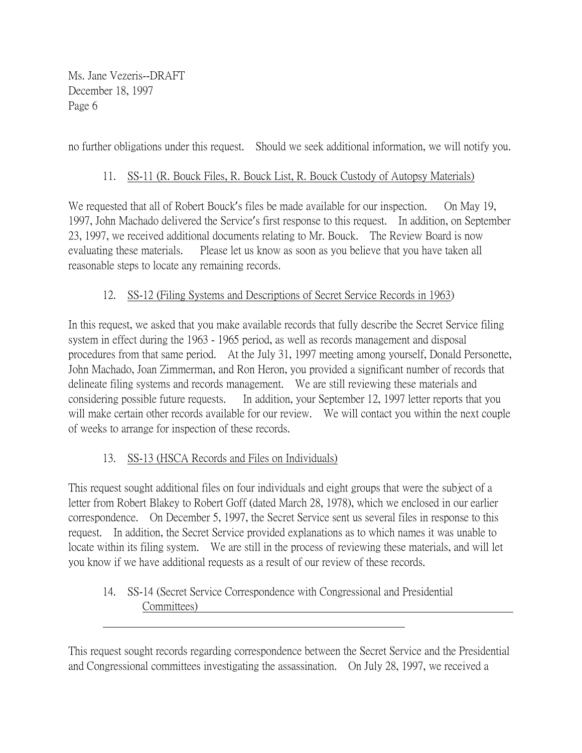no further obligations under this request. Should we seek additional information, we will notify you.

11. SS-11 (R. Bouck Files, R. Bouck List, R. Bouck Custody of Autopsy Materials)

We requested that all of Robert Bouck's files be made available for our inspection. On May 19, 1997, John Machado delivered the Service's first response to this request. In addition, on September 23, 1997, we received additional documents relating to Mr. Bouck. The Review Board is now evaluating these materials. Please let us know as soon as you believe that you have taken all reasonable steps to locate any remaining records.

12. SS-12 (Filing Systems and Descriptions of Secret Service Records in 1963)

In this request, we asked that you make available records that fully describe the Secret Service filing system in effect during the 1963 - 1965 period, as well as records management and disposal procedures from that same period. At the July 31, 1997 meeting among yourself, Donald Personette, John Machado, Joan Zimmerman, and Ron Heron, you provided a significant number of records that delineate filing systems and records management. We are still reviewing these materials and considering possible future requests. In addition, your September 12, 1997 letter reports that you will make certain other records available for our review. We will contact you within the next couple of weeks to arrange for inspection of these records.

13. SS-13 (HSCA Records and Files on Individuals)

This request sought additional files on four individuals and eight groups that were the subject of a letter from Robert Blakey to Robert Goff (dated March 28, 1978), which we enclosed in our earlier correspondence. On December 5, 1997, the Secret Service sent us several files in response to this request. In addition, the Secret Service provided explanations as to which names it was unable to locate within its filing system. We are still in the process of reviewing these materials, and will let you know if we have additional requests as a result of our review of these records.

14. SS-14 (Secret Service Correspondence with Congressional and Presidential Committees)

This request sought records regarding correspondence between the Secret Service and the Presidential and Congressional committees investigating the assassination. On July 28, 1997, we received a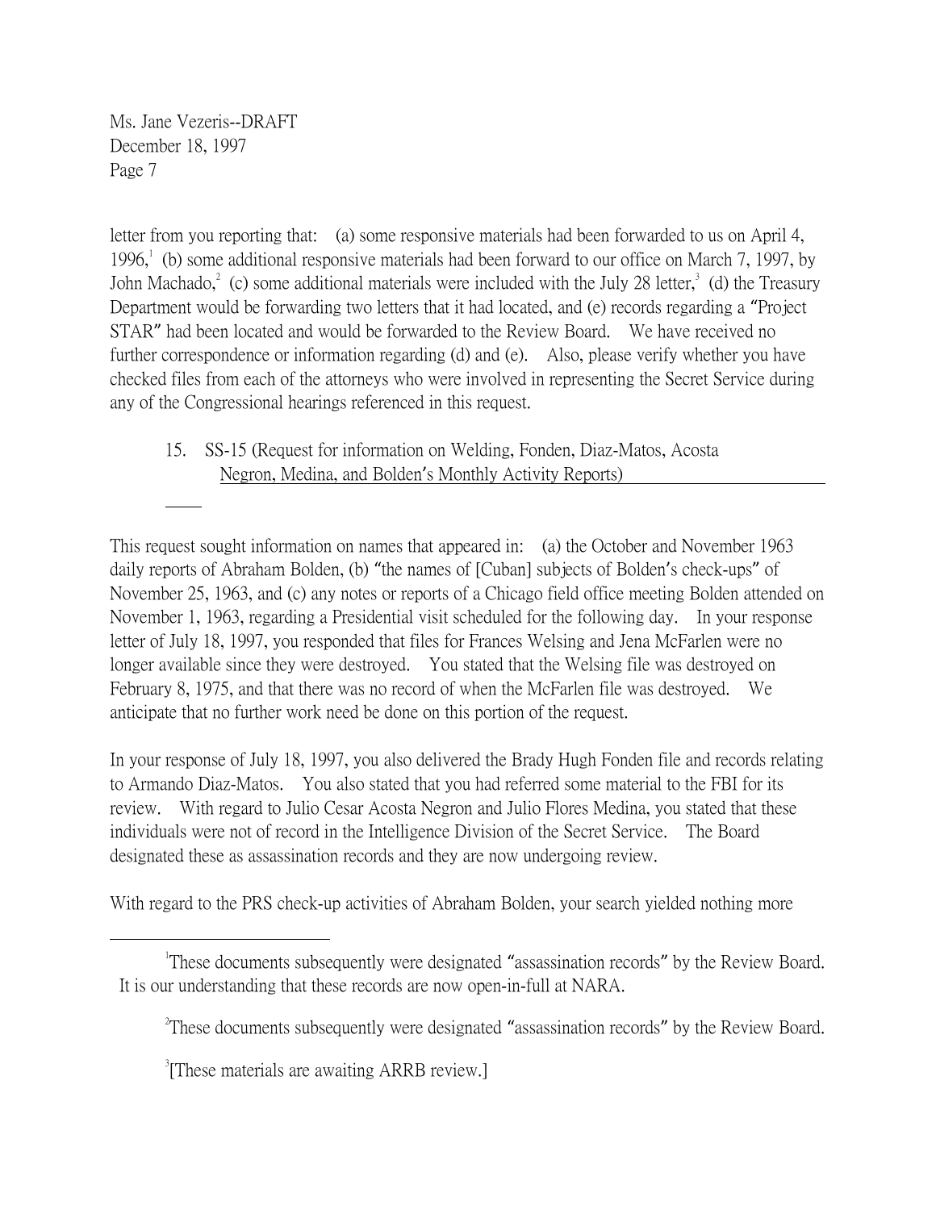letter from you reporting that: (a) some responsive materials had been forwarded to us on April 4, 1996,[1] (b) some additional responsive materials had been forward to our office on March 7, 1997, by John Machado,[2] (c) some additional materials were included with the July 28 letter,[3] (d) the Treasury Department would be forwarding two letters that it had located, and (e) records regarding a "Project STAR" had been located and would be forwarded to the Review Board. We have received no further correspondence or information regarding (d) and (e). Also, please verify whether you have checked files from each of the attorneys who were involved in representing the Secret Service during any of the Congressional hearings referenced in this request.

15. SS-15 (Request for information on Welding, Fonden, Diaz-Matos, Acosta Negron, Medina, and Bolden's Monthly Activity Reports)

This request sought information on names that appeared in: (a) the October and November 1963 daily reports of Abraham Bolden, (b) "the names of [Cuban] subjects of Bolden's check-ups" of November 25, 1963, and (c) any notes or reports of a Chicago field office meeting Bolden attended on November 1, 1963, regarding a Presidential visit scheduled for the following day. In your response letter of July 18, 1997, you responded that files for Frances Welsing and Jena McFarlen were no longer available since they were destroyed. You stated that the Welsing file was destroyed on February 8, 1975, and that there was no record of when the McFarlen file was destroyed. We anticipate that no further work need be done on this portion of the request.

In your response of July 18, 1997, you also delivered the Brady Hugh Fonden file and records relating to Armando Diaz-Matos. You also stated that you had referred some material to the FBI for its review. With regard to Julio Cesar Acosta Negron and Julio Flores Medina, you stated that these individuals were not of record in the Intelligence Division of the Secret Service. The Board designated these as assassination records and they are now undergoing review.

With regard to the PRS check-up activities of Abraham Bolden, your search yielded nothing more

---

[1] These documents subsequently were designated "assassination records" by the Review Board. It is our understanding that these records are now open-in-full at NARA.

[2] These documents subsequently were designated "assassination records" by the Review Board.

[3] [These materials are awaiting ARRB review.]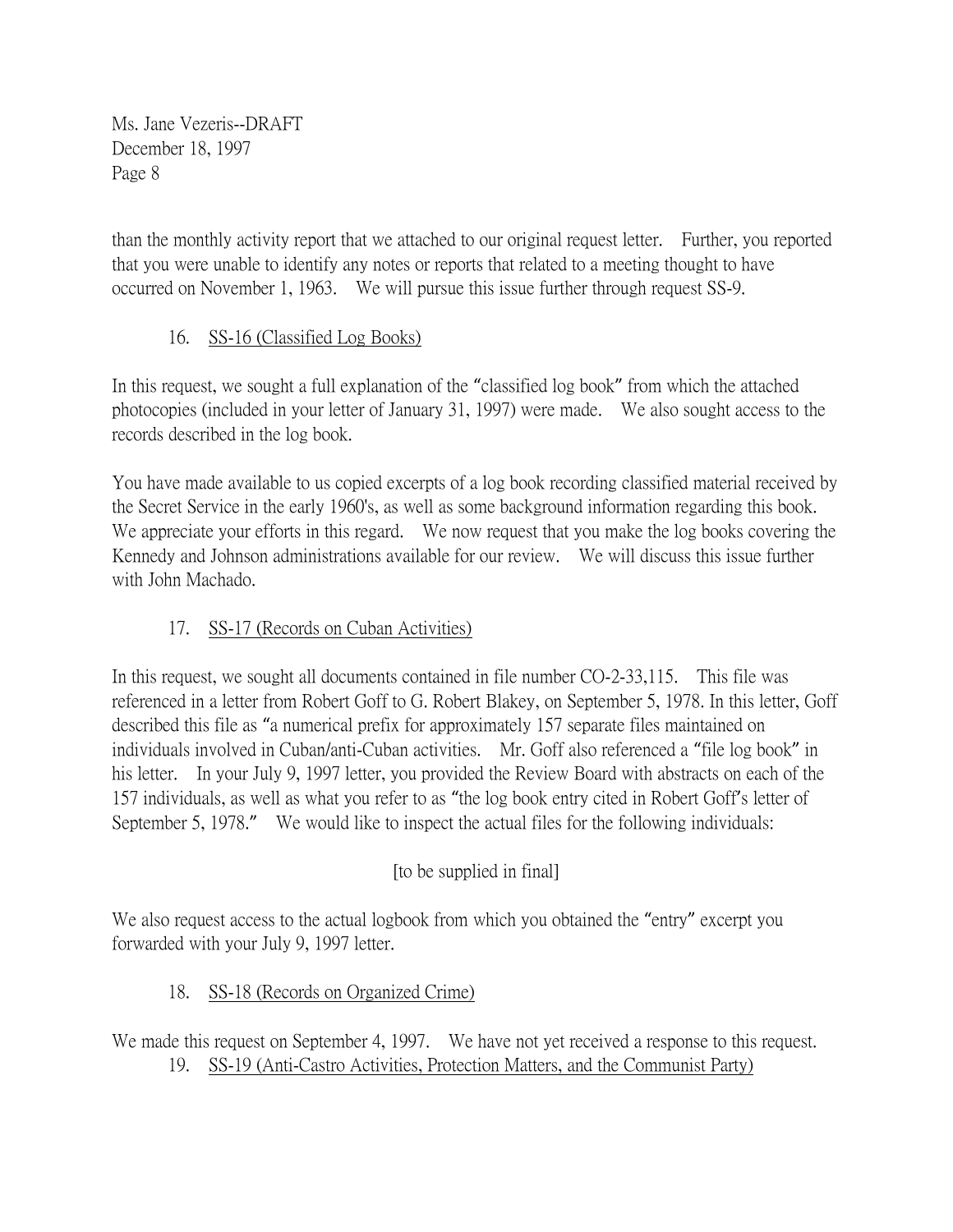than the monthly activity report that we attached to our original request letter. Further, you reported that you were unable to identify any notes or reports that related to a meeting thought to have occurred on November 1, 1963. We will pursue this issue further through request SS-9.

16. SS-16 (Classified Log Books)

In this request, we sought a full explanation of the "classified log book" from which the attached photocopies (included in your letter of January 31, 1997) were made. We also sought access to the records described in the log book.

You have made available to us copied excerpts of a log book recording classified material received by the Secret Service in the early 1960's, as well as some background information regarding this book. We appreciate your efforts in this regard. We now request that you make the log books covering the Kennedy and Johnson administrations available for our review. We will discuss this issue further with John Machado.

17. SS-17 (Records on Cuban Activities)

In this request, we sought all documents contained in file number CO-2-33,115. This file was referenced in a letter from Robert Goff to G. Robert Blakey, on September 5, 1978. In this letter, Goff described this file as "a numerical prefix for approximately 157 separate files maintained on individuals involved in Cuban/anti-Cuban activities. Mr. Goff also referenced a "file log book" in his letter. In your July 9, 1997 letter, you provided the Review Board with abstracts on each of the 157 individuals, as well as what you refer to as "the log book entry cited in Robert Goff's letter of September 5, 1978." We would like to inspect the actual files for the following individuals:

[to be supplied in final]

We also request access to the actual logbook from which you obtained the "entry" excerpt you forwarded with your July 9, 1997 letter.

18. SS-18 (Records on Organized Crime)

We made this request on September 4, 1997. We have not yet received a response to this request.

19. SS-19 (Anti-Castro Activities, Protection Matters, and the Communist Party)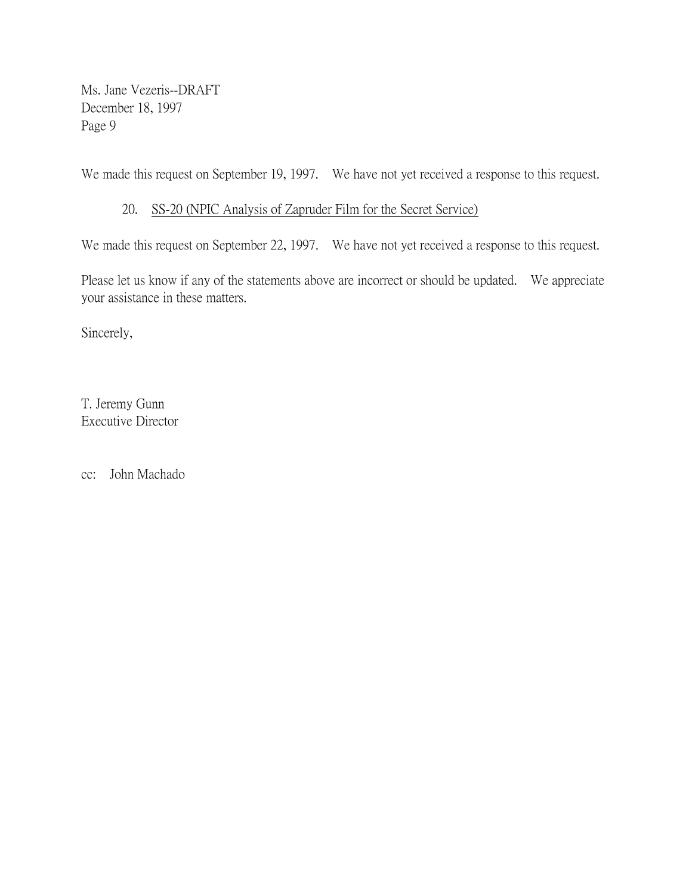We made this request on September 19, 1997. We have not yet received a response to this request.

20. <u>SS-20 (NPIC Analysis of Zapruder Film for the Secret Service)</u>

We made this request on September 22, 1997. We have not yet received a response to this request.

Please let us know if any of the statements above are incorrect or should be updated. We appreciate your assistance in these matters.

Sincerely,

T. Jeremy Gunn
Executive Director

cc: John Machado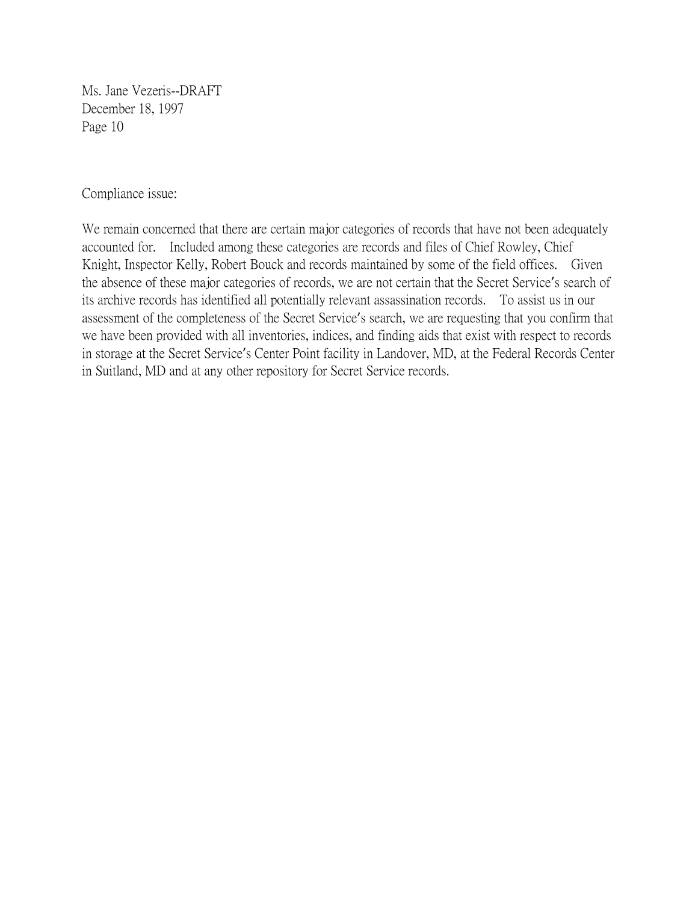Compliance issue:

We remain concerned that there are certain major categories of records that have not been adequately accounted for. Included among these categories are records and files of Chief Rowley, Chief Knight, Inspector Kelly, Robert Bouck and records maintained by some of the field offices. Given the absence of these major categories of records, we are not certain that the Secret Service's search of its archive records has identified all potentially relevant assassination records. To assist us in our assessment of the completeness of the Secret Service's search, we are requesting that you confirm that we have been provided with all inventories, indices, and finding aids that exist with respect to records in storage at the Secret Service's Center Point facility in Landover, MD, at the Federal Records Center in Suitland, MD and at any other repository for Secret Service records.